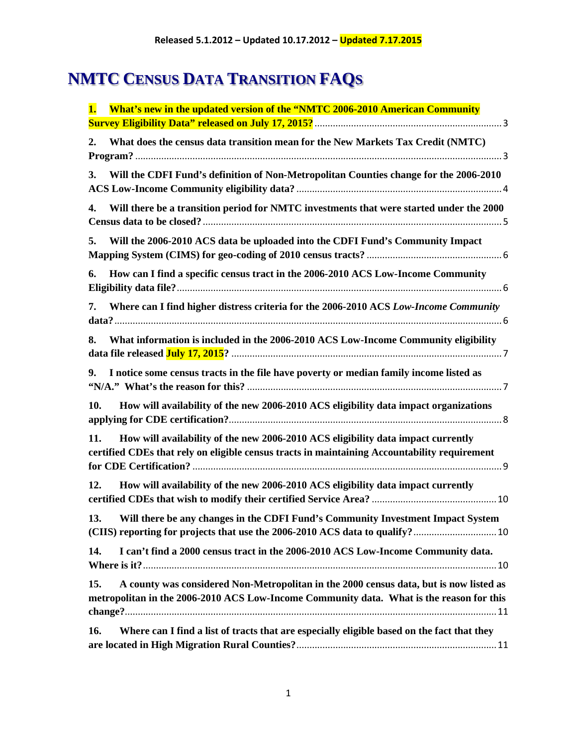Released 5.1.2012 – Updated 10.17.2012 – Updated 7.17.2015

# NMTC Census Data Transition FAQs

**1. What's new in the updated version of the "NMTC 2006-2010 American Community Survey Eligibility Data" released on July 17, 2015?** ........ 3

**2. What does the census data transition mean for the New Markets Tax Credit (NMTC) Program?** ........ 3

**3. Will the CDFI Fund's definition of Non-Metropolitan Counties change for the 2006-2010 ACS Low-Income Community eligibility data?** ........ 4

**4. Will there be a transition period for NMTC investments that were started under the 2000 Census data to be closed?** ........ 5

**5. Will the 2006-2010 ACS data be uploaded into the CDFI Fund's Community Impact Mapping System (CIMS) for geo-coding of 2010 census tracts?** ........ 6

**6. How can I find a specific census tract in the 2006-2010 ACS Low-Income Community Eligibility data file?** ........ 6

**7. Where can I find higher distress criteria for the 2006-2010 ACS *Low-Income Community* data?** ........ 6

**8. What information is included in the 2006-2010 ACS Low-Income Community eligibility data file released July 17, 2015?** ........ 7

**9. I notice some census tracts in the file have poverty or median family income listed as "N/A." What's the reason for this?** ........ 7

**10. How will availability of the new 2006-2010 ACS eligibility data impact organizations applying for CDE certification?** ........ 8

**11. How will availability of the new 2006-2010 ACS eligibility data impact currently certified CDEs that rely on eligible census tracts in maintaining Accountability requirement for CDE Certification?** ........ 9

**12. How will availability of the new 2006-2010 ACS eligibility data impact currently certified CDEs that wish to modify their certified Service Area?** ........ 10

**13. Will there be any changes in the CDFI Fund's Community Investment Impact System (CIIS) reporting for projects that use the 2006-2010 ACS data to qualify?** ........ 10

**14. I can't find a 2000 census tract in the 2006-2010 ACS Low-Income Community data. Where is it?** ........ 10

**15. A county was considered Non-Metropolitan in the 2000 census data, but is now listed as metropolitan in the 2006-2010 ACS Low-Income Community data. What is the reason for this change?** ........ 11

**16. Where can I find a list of tracts that are especially eligible based on the fact that they are located in High Migration Rural Counties?** ........ 11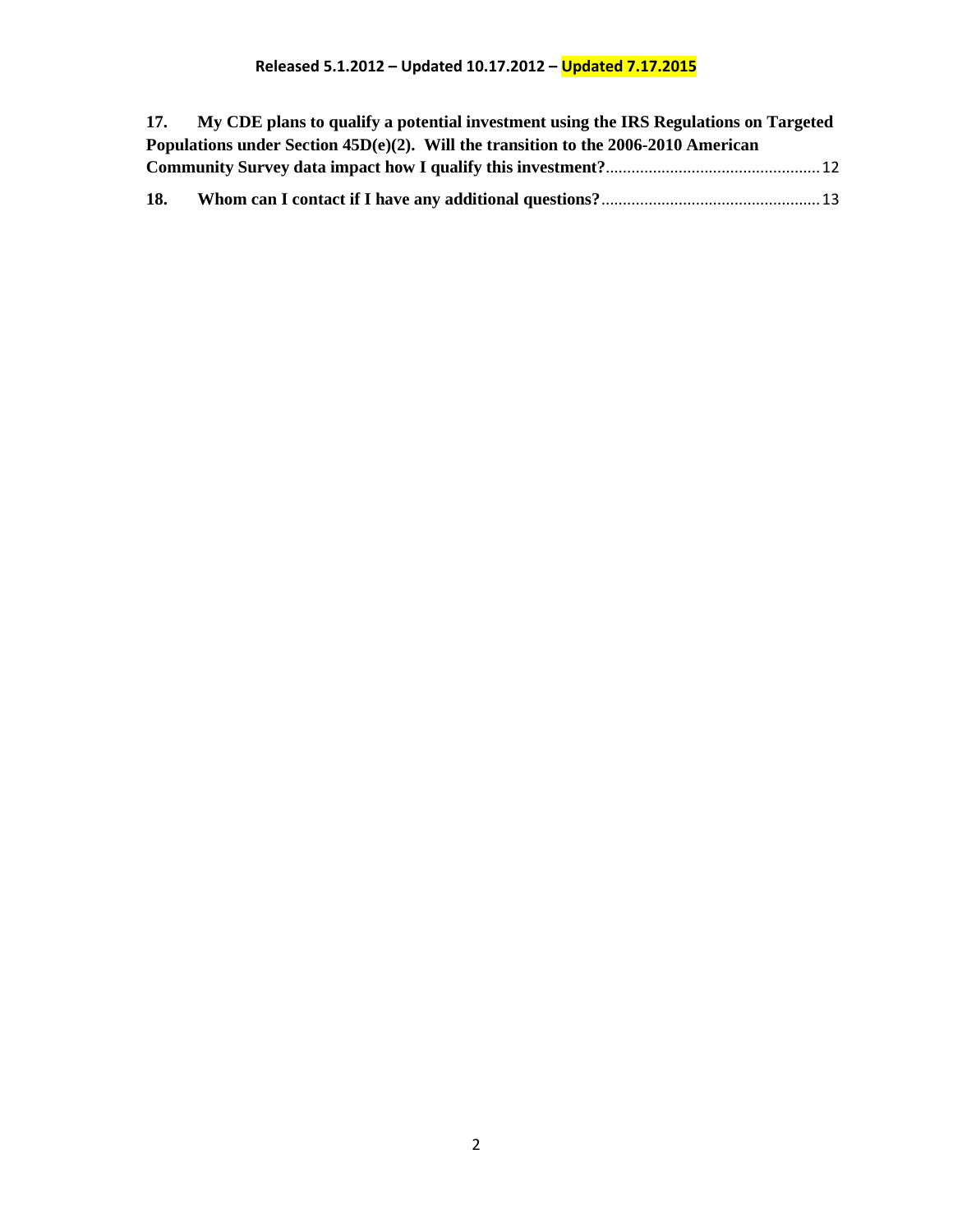**17. My CDE plans to qualify a potential investment using the IRS Regulations on Targeted Populations under Section 45D(e)(2). Will the transition to the 2006-2010 American Community Survey data impact how I qualify this investment?**.................................................12

**18. Whom can I contact if I have any additional questions?**..................................................13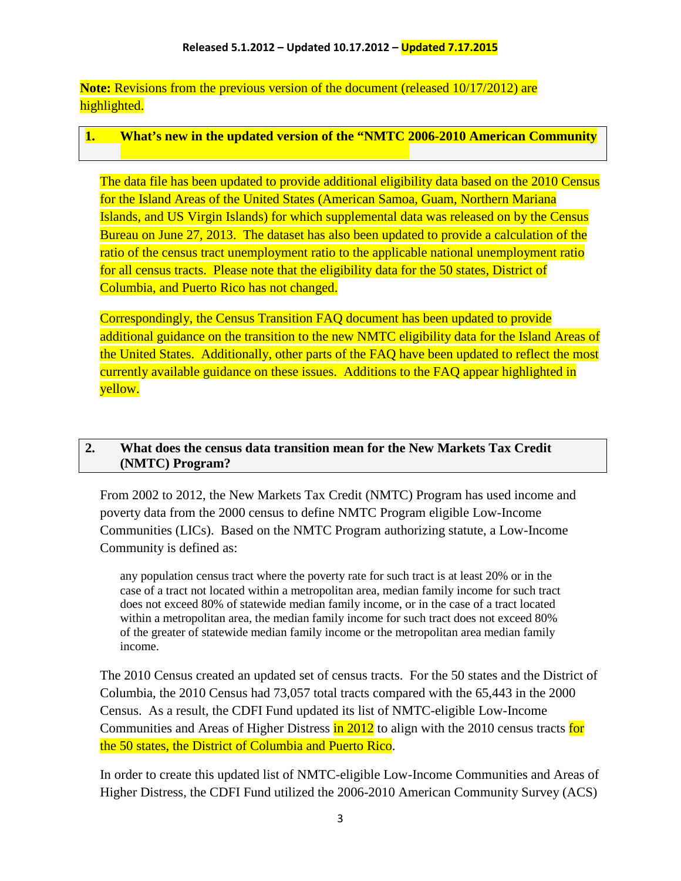Released 5.1.2012 – Updated 10.17.2012 – Updated 7.17.2015

**Note:** Revisions from the previous version of the document (released 10/17/2012) are highlighted.

## 1. What's new in the updated version of the "NMTC 2006-2010 American Community

The data file has been updated to provide additional eligibility data based on the 2010 Census for the Island Areas of the United States (American Samoa, Guam, Northern Mariana Islands, and US Virgin Islands) for which supplemental data was released on by the Census Bureau on June 27, 2013. The dataset has also been updated to provide a calculation of the ratio of the census tract unemployment ratio to the applicable national unemployment ratio for all census tracts. Please note that the eligibility data for the 50 states, District of Columbia, and Puerto Rico has not changed.

Correspondingly, the Census Transition FAQ document has been updated to provide additional guidance on the transition to the new NMTC eligibility data for the Island Areas of the United States. Additionally, other parts of the FAQ have been updated to reflect the most currently available guidance on these issues. Additions to the FAQ appear highlighted in yellow.

## 2. What does the census data transition mean for the New Markets Tax Credit (NMTC) Program?

From 2002 to 2012, the New Markets Tax Credit (NMTC) Program has used income and poverty data from the 2000 census to define NMTC Program eligible Low-Income Communities (LICs). Based on the NMTC Program authorizing statute, a Low-Income Community is defined as:

> any population census tract where the poverty rate for such tract is at least 20% or in the case of a tract not located within a metropolitan area, median family income for such tract does not exceed 80% of statewide median family income, or in the case of a tract located within a metropolitan area, the median family income for such tract does not exceed 80% of the greater of statewide median family income or the metropolitan area median family income.

The 2010 Census created an updated set of census tracts. For the 50 states and the District of Columbia, the 2010 Census had 73,057 total tracts compared with the 65,443 in the 2000 Census. As a result, the CDFI Fund updated its list of NMTC-eligible Low-Income Communities and Areas of Higher Distress in 2012 to align with the 2010 census tracts for the 50 states, the District of Columbia and Puerto Rico.

In order to create this updated list of NMTC-eligible Low-Income Communities and Areas of Higher Distress, the CDFI Fund utilized the 2006-2010 American Community Survey (ACS)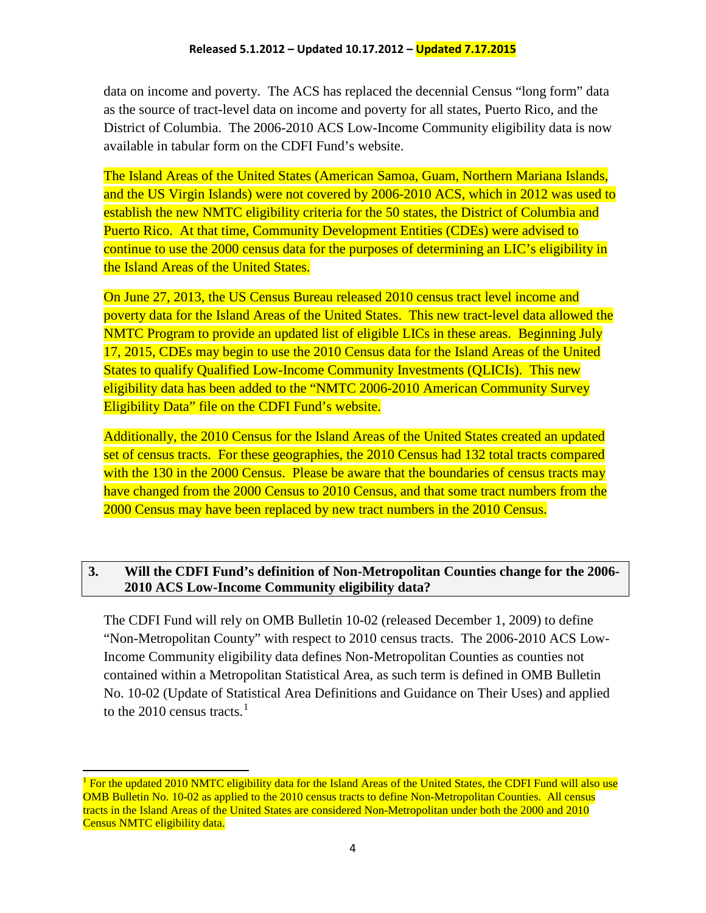data on income and poverty. The ACS has replaced the decennial Census "long form" data as the source of tract-level data on income and poverty for all states, Puerto Rico, and the District of Columbia. The 2006-2010 ACS Low-Income Community eligibility data is now available in tabular form on the CDFI Fund's website.

The Island Areas of the United States (American Samoa, Guam, Northern Mariana Islands, and the US Virgin Islands) were not covered by 2006-2010 ACS, which in 2012 was used to establish the new NMTC eligibility criteria for the 50 states, the District of Columbia and Puerto Rico. At that time, Community Development Entities (CDEs) were advised to continue to use the 2000 census data for the purposes of determining an LIC's eligibility in the Island Areas of the United States.

On June 27, 2013, the US Census Bureau released 2010 census tract level income and poverty data for the Island Areas of the United States. This new tract-level data allowed the NMTC Program to provide an updated list of eligible LICs in these areas. Beginning July 17, 2015, CDEs may begin to use the 2010 Census data for the Island Areas of the United States to qualify Qualified Low-Income Community Investments (QLICIs). This new eligibility data has been added to the "NMTC 2006-2010 American Community Survey Eligibility Data" file on the CDFI Fund's website.

Additionally, the 2010 Census for the Island Areas of the United States created an updated set of census tracts. For these geographies, the 2010 Census had 132 total tracts compared with the 130 in the 2000 Census. Please be aware that the boundaries of census tracts may have changed from the 2000 Census to 2010 Census, and that some tract numbers from the 2000 Census may have been replaced by new tract numbers in the 2010 Census.

## 3. Will the CDFI Fund's definition of Non-Metropolitan Counties change for the 2006-2010 ACS Low-Income Community eligibility data?

The CDFI Fund will rely on OMB Bulletin 10-02 (released December 1, 2009) to define "Non-Metropolitan County" with respect to 2010 census tracts. The 2006-2010 ACS Low-Income Community eligibility data defines Non-Metropolitan Counties as counties not contained within a Metropolitan Statistical Area, as such term is defined in OMB Bulletin No. 10-02 (Update of Statistical Area Definitions and Guidance on Their Uses) and applied to the 2010 census tracts.[1]

---

[1] For the updated 2010 NMTC eligibility data for the Island Areas of the United States, the CDFI Fund will also use OMB Bulletin No. 10-02 as applied to the 2010 census tracts to define Non-Metropolitan Counties. All census tracts in the Island Areas of the United States are considered Non-Metropolitan under both the 2000 and 2010 Census NMTC eligibility data.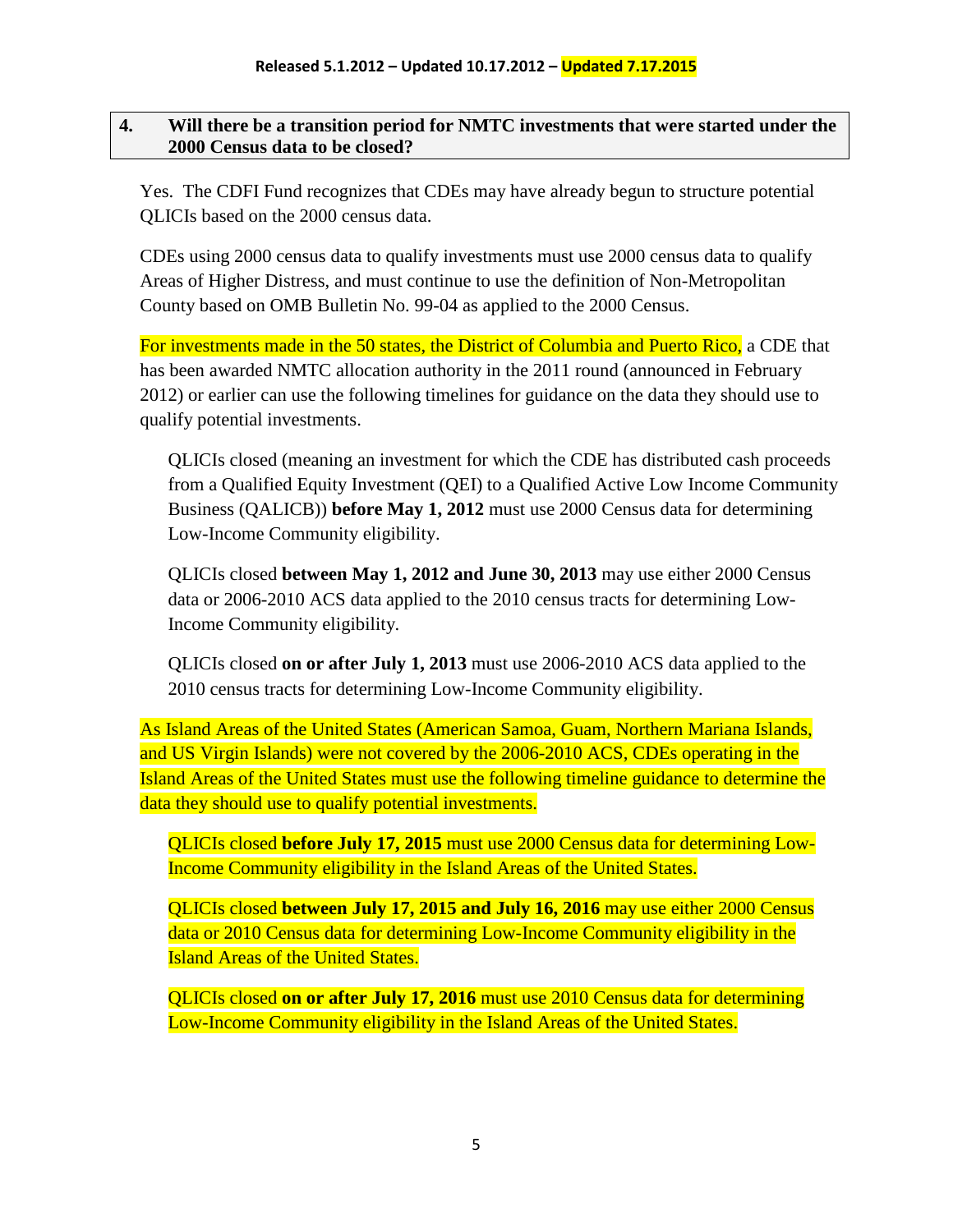**4. Will there be a transition period for NMTC investments that were started under the 2000 Census data to be closed?**

Yes. The CDFI Fund recognizes that CDEs may have already begun to structure potential QLICIs based on the 2000 census data.

CDEs using 2000 census data to qualify investments must use 2000 census data to qualify Areas of Higher Distress, and must continue to use the definition of Non-Metropolitan County based on OMB Bulletin No. 99-04 as applied to the 2000 Census.

For investments made in the 50 states, the District of Columbia and Puerto Rico, a CDE that has been awarded NMTC allocation authority in the 2011 round (announced in February 2012) or earlier can use the following timelines for guidance on the data they should use to qualify potential investments.

QLICIs closed (meaning an investment for which the CDE has distributed cash proceeds from a Qualified Equity Investment (QEI) to a Qualified Active Low Income Community Business (QALICB)) **before May 1, 2012** must use 2000 Census data for determining Low-Income Community eligibility.

QLICIs closed **between May 1, 2012 and June 30, 2013** may use either 2000 Census data or 2006-2010 ACS data applied to the 2010 census tracts for determining Low-Income Community eligibility.

QLICIs closed **on or after July 1, 2013** must use 2006-2010 ACS data applied to the 2010 census tracts for determining Low-Income Community eligibility.

As Island Areas of the United States (American Samoa, Guam, Northern Mariana Islands, and US Virgin Islands) were not covered by the 2006-2010 ACS, CDEs operating in the Island Areas of the United States must use the following timeline guidance to determine the data they should use to qualify potential investments.

QLICIs closed **before July 17, 2015** must use 2000 Census data for determining Low-Income Community eligibility in the Island Areas of the United States.

QLICIs closed **between July 17, 2015 and July 16, 2016** may use either 2000 Census data or 2010 Census data for determining Low-Income Community eligibility in the Island Areas of the United States.

QLICIs closed **on or after July 17, 2016** must use 2010 Census data for determining Low-Income Community eligibility in the Island Areas of the United States.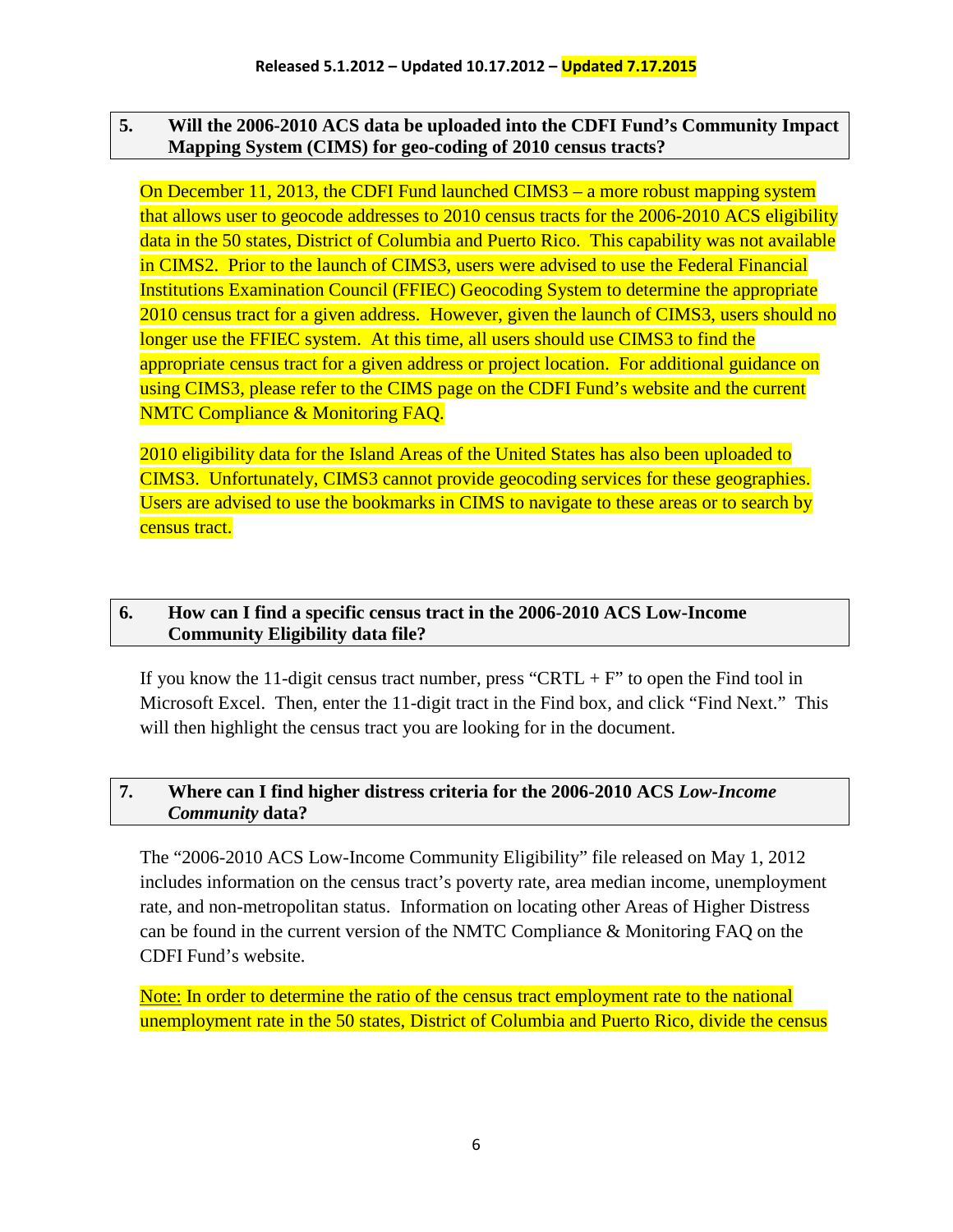### 5. Will the 2006-2010 ACS data be uploaded into the CDFI Fund's Community Impact Mapping System (CIMS) for geo-coding of 2010 census tracts?

On December 11, 2013, the CDFI Fund launched CIMS3 – a more robust mapping system that allows user to geocode addresses to 2010 census tracts for the 2006-2010 ACS eligibility data in the 50 states, District of Columbia and Puerto Rico. This capability was not available in CIMS2. Prior to the launch of CIMS3, users were advised to use the Federal Financial Institutions Examination Council (FFIEC) Geocoding System to determine the appropriate 2010 census tract for a given address. However, given the launch of CIMS3, users should no longer use the FFIEC system. At this time, all users should use CIMS3 to find the appropriate census tract for a given address or project location. For additional guidance on using CIMS3, please refer to the CIMS page on the CDFI Fund's website and the current NMTC Compliance & Monitoring FAQ.

2010 eligibility data for the Island Areas of the United States has also been uploaded to CIMS3. Unfortunately, CIMS3 cannot provide geocoding services for these geographies. Users are advised to use the bookmarks in CIMS to navigate to these areas or to search by census tract.

### 6. How can I find a specific census tract in the 2006-2010 ACS Low-Income Community Eligibility data file?

If you know the 11-digit census tract number, press "CRTL + F" to open the Find tool in Microsoft Excel. Then, enter the 11-digit tract in the Find box, and click "Find Next." This will then highlight the census tract you are looking for in the document.

### 7. Where can I find higher distress criteria for the 2006-2010 ACS *Low-Income Community* data?

The "2006-2010 ACS Low-Income Community Eligibility" file released on May 1, 2012 includes information on the census tract's poverty rate, area median income, unemployment rate, and non-metropolitan status. Information on locating other Areas of Higher Distress can be found in the current version of the NMTC Compliance & Monitoring FAQ on the CDFI Fund's website.

Note: In order to determine the ratio of the census tract employment rate to the national unemployment rate in the 50 states, District of Columbia and Puerto Rico, divide the census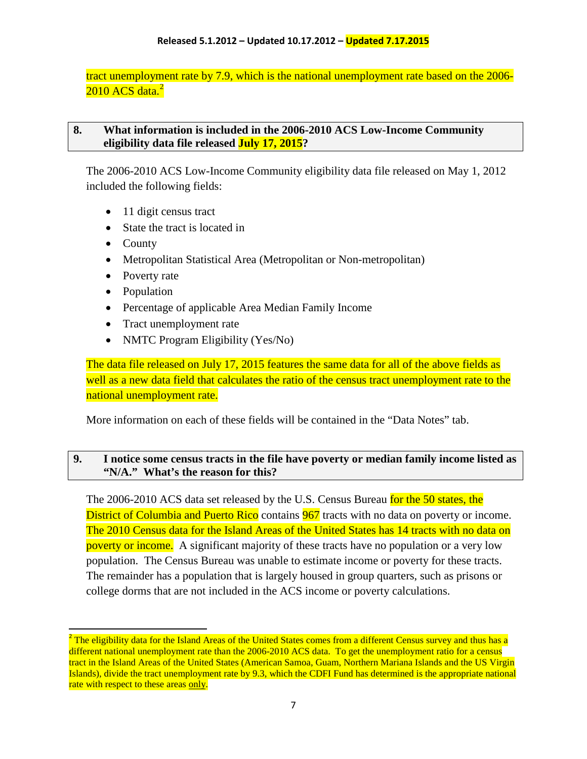tract unemployment rate by 7.9, which is the national unemployment rate based on the 2006-2010 ACS data.[2]

## 8. What information is included in the 2006-2010 ACS Low-Income Community eligibility data file released July 17, 2015?

The 2006-2010 ACS Low-Income Community eligibility data file released on May 1, 2012 included the following fields:

- 11 digit census tract
- State the tract is located in
- County
- Metropolitan Statistical Area (Metropolitan or Non-metropolitan)
- Poverty rate
- Population
- Percentage of applicable Area Median Family Income
- Tract unemployment rate
- NMTC Program Eligibility (Yes/No)

The data file released on July 17, 2015 features the same data for all of the above fields as well as a new data field that calculates the ratio of the census tract unemployment rate to the national unemployment rate.

More information on each of these fields will be contained in the "Data Notes" tab.

## 9. I notice some census tracts in the file have poverty or median family income listed as "N/A." What's the reason for this?

The 2006-2010 ACS data set released by the U.S. Census Bureau for the 50 states, the District of Columbia and Puerto Rico contains 967 tracts with no data on poverty or income. The 2010 Census data for the Island Areas of the United States has 14 tracts with no data on poverty or income. A significant majority of these tracts have no population or a very low population. The Census Bureau was unable to estimate income or poverty for these tracts. The remainder has a population that is largely housed in group quarters, such as prisons or college dorms that are not included in the ACS income or poverty calculations.

---

[2] The eligibility data for the Island Areas of the United States comes from a different Census survey and thus has a different national unemployment rate than the 2006-2010 ACS data. To get the unemployment ratio for a census tract in the Island Areas of the United States (American Samoa, Guam, Northern Mariana Islands and the US Virgin Islands), divide the tract unemployment rate by 9.3, which the CDFI Fund has determined is the appropriate national rate with respect to these areas <u>only</u>.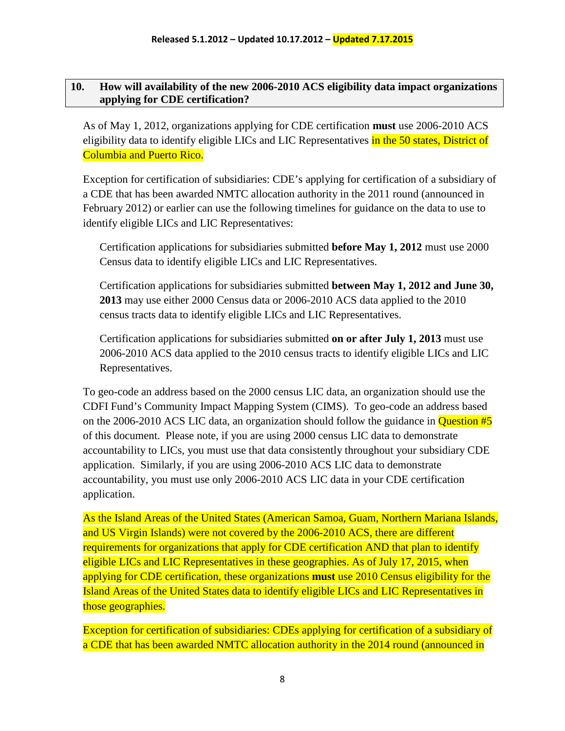**10. How will availability of the new 2006-2010 ACS eligibility data impact organizations applying for CDE certification?**

As of May 1, 2012, organizations applying for CDE certification **must** use 2006-2010 ACS eligibility data to identify eligible LICs and LIC Representatives in the 50 states, District of Columbia and Puerto Rico.

Exception for certification of subsidiaries: CDE's applying for certification of a subsidiary of a CDE that has been awarded NMTC allocation authority in the 2011 round (announced in February 2012) or earlier can use the following timelines for guidance on the data to use to identify eligible LICs and LIC Representatives:

Certification applications for subsidiaries submitted **before May 1, 2012** must use 2000 Census data to identify eligible LICs and LIC Representatives.

Certification applications for subsidiaries submitted **between May 1, 2012 and June 30, 2013** may use either 2000 Census data or 2006-2010 ACS data applied to the 2010 census tracts data to identify eligible LICs and LIC Representatives.

Certification applications for subsidiaries submitted **on or after July 1, 2013** must use 2006-2010 ACS data applied to the 2010 census tracts to identify eligible LICs and LIC Representatives.

To geo-code an address based on the 2000 census LIC data, an organization should use the CDFI Fund's Community Impact Mapping System (CIMS). To geo-code an address based on the 2006-2010 ACS LIC data, an organization should follow the guidance in Question #5 of this document. Please note, if you are using 2000 census LIC data to demonstrate accountability to LICs, you must use that data consistently throughout your subsidiary CDE application. Similarly, if you are using 2006-2010 ACS LIC data to demonstrate accountability, you must use only 2006-2010 ACS LIC data in your CDE certification application.

As the Island Areas of the United States (American Samoa, Guam, Northern Mariana Islands, and US Virgin Islands) were not covered by the 2006-2010 ACS, there are different requirements for organizations that apply for CDE certification AND that plan to identify eligible LICs and LIC Representatives in these geographies. As of July 17, 2015, when applying for CDE certification, these organizations **must** use 2010 Census eligibility for the Island Areas of the United States data to identify eligible LICs and LIC Representatives in those geographies.

Exception for certification of subsidiaries: CDEs applying for certification of a subsidiary of a CDE that has been awarded NMTC allocation authority in the 2014 round (announced in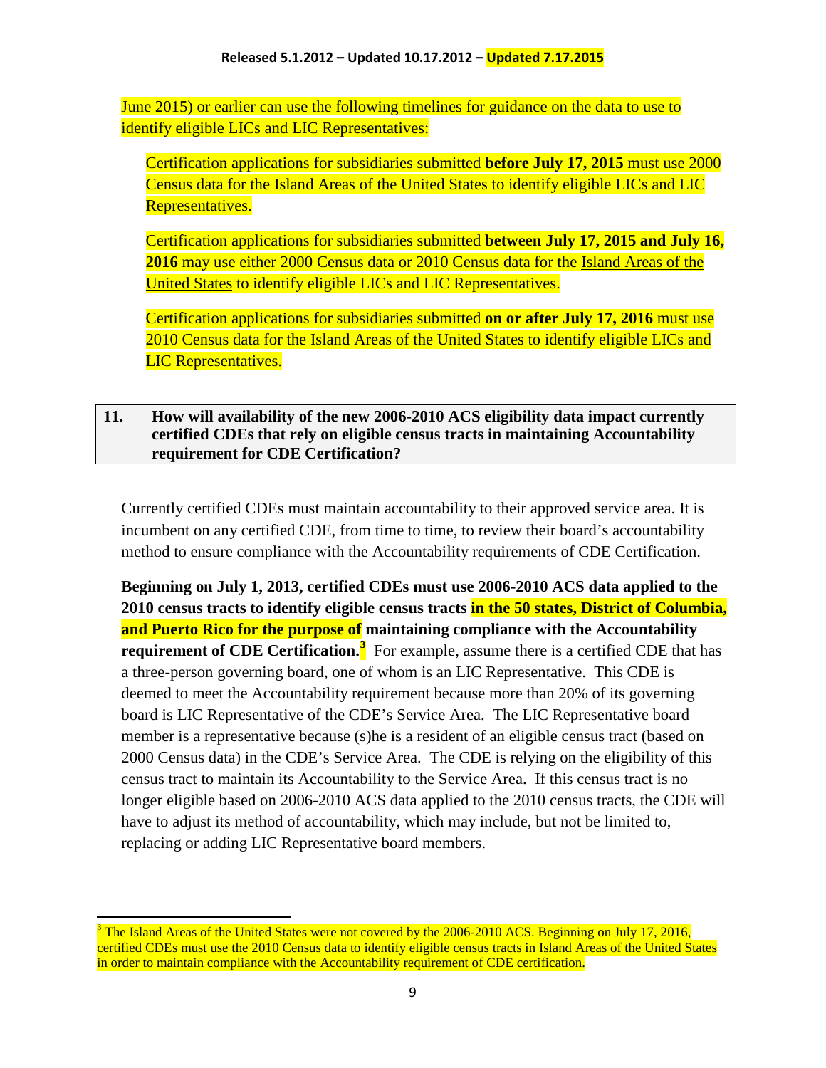June 2015) or earlier can use the following timelines for guidance on the data to use to identify eligible LICs and LIC Representatives:

> Certification applications for subsidiaries submitted **before July 17, 2015** must use 2000 Census data for the Island Areas of the United States to identify eligible LICs and LIC Representatives.
>
> Certification applications for subsidiaries submitted **between July 17, 2015 and July 16, 2016** may use either 2000 Census data or 2010 Census data for the Island Areas of the United States to identify eligible LICs and LIC Representatives.
>
> Certification applications for subsidiaries submitted **on or after July 17, 2016** must use 2010 Census data for the Island Areas of the United States to identify eligible LICs and LIC Representatives.

### 11. How will availability of the new 2006-2010 ACS eligibility data impact currently certified CDEs that rely on eligible census tracts in maintaining Accountability requirement for CDE Certification?

Currently certified CDEs must maintain accountability to their approved service area. It is incumbent on any certified CDE, from time to time, to review their board's accountability method to ensure compliance with the Accountability requirements of CDE Certification.

**Beginning on July 1, 2013, certified CDEs must use 2006-2010 ACS data applied to the 2010 census tracts to identify eligible census tracts in the 50 states, District of Columbia, and Puerto Rico for the purpose of maintaining compliance with the Accountability requirement of CDE Certification.**[3] For example, assume there is a certified CDE that has a three-person governing board, one of whom is an LIC Representative. This CDE is deemed to meet the Accountability requirement because more than 20% of its governing board is LIC Representative of the CDE's Service Area. The LIC Representative board member is a representative because (s)he is a resident of an eligible census tract (based on 2000 Census data) in the CDE's Service Area. The CDE is relying on the eligibility of this census tract to maintain its Accountability to the Service Area. If this census tract is no longer eligible based on 2006-2010 ACS data applied to the 2010 census tracts, the CDE will have to adjust its method of accountability, which may include, but not be limited to, replacing or adding LIC Representative board members.

---

[3] The Island Areas of the United States were not covered by the 2006-2010 ACS. Beginning on July 17, 2016, certified CDEs must use the 2010 Census data to identify eligible census tracts in Island Areas of the United States in order to maintain compliance with the Accountability requirement of CDE certification.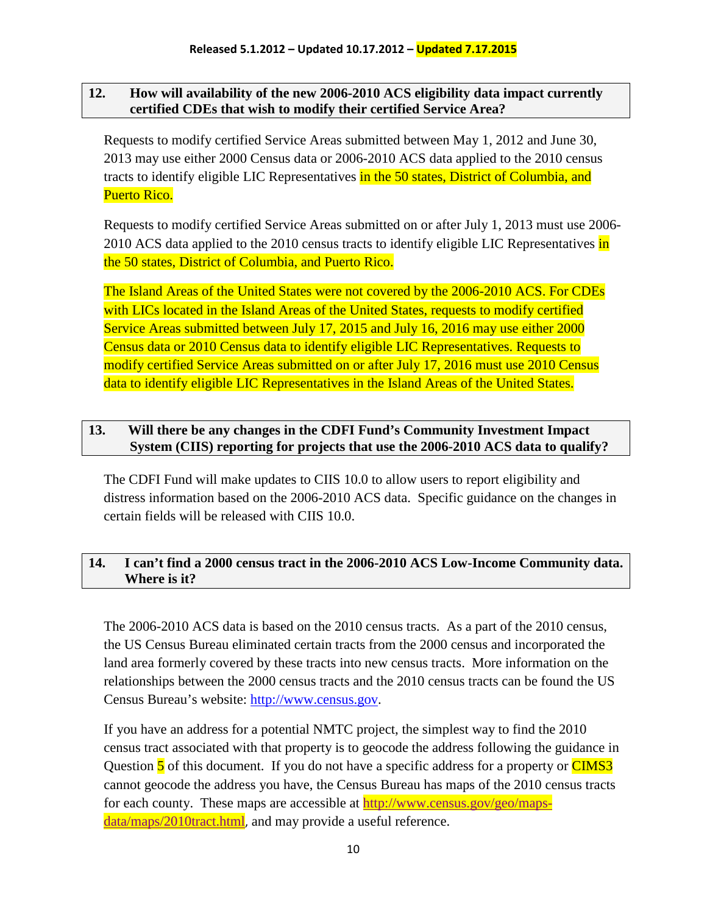Released 5.1.2012 – Updated 10.17.2012 – Updated 7.17.2015

**12. How will availability of the new 2006-2010 ACS eligibility data impact currently certified CDEs that wish to modify their certified Service Area?**

Requests to modify certified Service Areas submitted between May 1, 2012 and June 30, 2013 may use either 2000 Census data or 2006-2010 ACS data applied to the 2010 census tracts to identify eligible LIC Representatives in the 50 states, District of Columbia, and Puerto Rico.

Requests to modify certified Service Areas submitted on or after July 1, 2013 must use 2006-2010 ACS data applied to the 2010 census tracts to identify eligible LIC Representatives in the 50 states, District of Columbia, and Puerto Rico.

The Island Areas of the United States were not covered by the 2006-2010 ACS. For CDEs with LICs located in the Island Areas of the United States, requests to modify certified Service Areas submitted between July 17, 2015 and July 16, 2016 may use either 2000 Census data or 2010 Census data to identify eligible LIC Representatives. Requests to modify certified Service Areas submitted on or after July 17, 2016 must use 2010 Census data to identify eligible LIC Representatives in the Island Areas of the United States.

**13. Will there be any changes in the CDFI Fund's Community Investment Impact System (CIIS) reporting for projects that use the 2006-2010 ACS data to qualify?**

The CDFI Fund will make updates to CIIS 10.0 to allow users to report eligibility and distress information based on the 2006-2010 ACS data. Specific guidance on the changes in certain fields will be released with CIIS 10.0.

**14. I can't find a 2000 census tract in the 2006-2010 ACS Low-Income Community data. Where is it?**

The 2006-2010 ACS data is based on the 2010 census tracts. As a part of the 2010 census, the US Census Bureau eliminated certain tracts from the 2000 census and incorporated the land area formerly covered by these tracts into new census tracts. More information on the relationships between the 2000 census tracts and the 2010 census tracts can be found the US Census Bureau's website: http://www.census.gov.

If you have an address for a potential NMTC project, the simplest way to find the 2010 census tract associated with that property is to geocode the address following the guidance in Question 5 of this document. If you do not have a specific address for a property or CIMS3 cannot geocode the address you have, the Census Bureau has maps of the 2010 census tracts for each county. These maps are accessible at http://www.census.gov/geo/maps-data/maps/2010tract.html, and may provide a useful reference.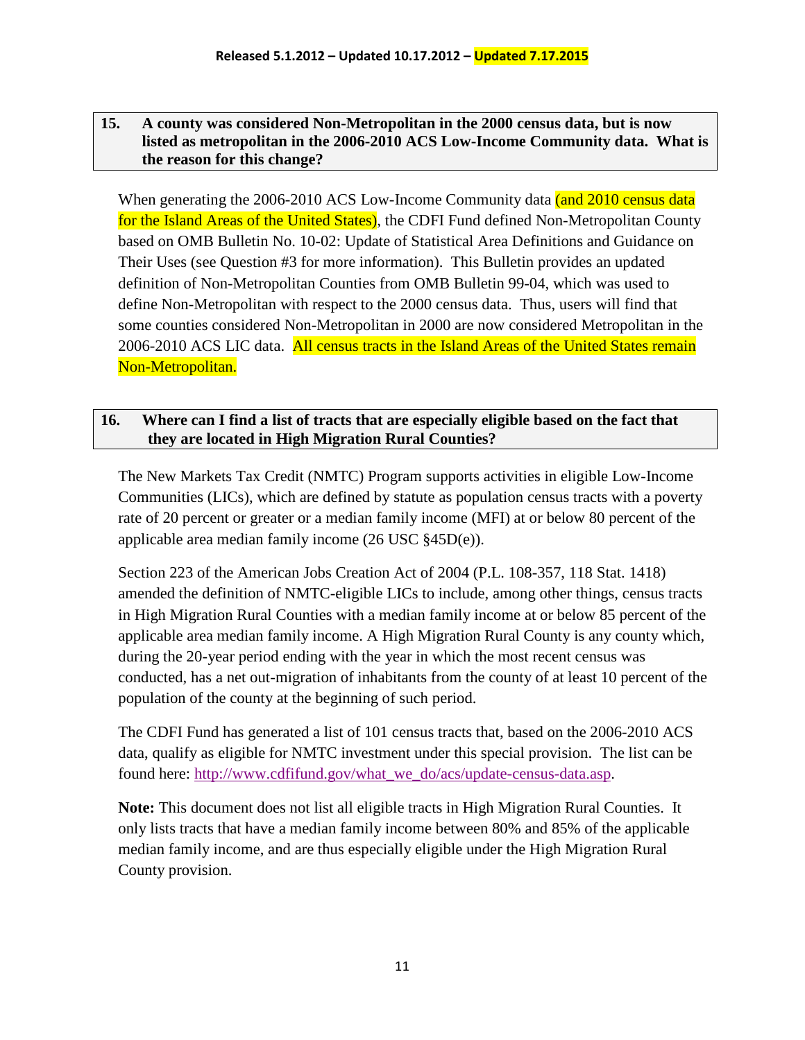**15. A county was considered Non-Metropolitan in the 2000 census data, but is now listed as metropolitan in the 2006-2010 ACS Low-Income Community data. What is the reason for this change?**

When generating the 2006-2010 ACS Low-Income Community data (and 2010 census data for the Island Areas of the United States), the CDFI Fund defined Non-Metropolitan County based on OMB Bulletin No. 10-02: Update of Statistical Area Definitions and Guidance on Their Uses (see Question #3 for more information). This Bulletin provides an updated definition of Non-Metropolitan Counties from OMB Bulletin 99-04, which was used to define Non-Metropolitan with respect to the 2000 census data. Thus, users will find that some counties considered Non-Metropolitan in 2000 are now considered Metropolitan in the 2006-2010 ACS LIC data. All census tracts in the Island Areas of the United States remain Non-Metropolitan.

**16. Where can I find a list of tracts that are especially eligible based on the fact that they are located in High Migration Rural Counties?**

The New Markets Tax Credit (NMTC) Program supports activities in eligible Low-Income Communities (LICs), which are defined by statute as population census tracts with a poverty rate of 20 percent or greater or a median family income (MFI) at or below 80 percent of the applicable area median family income (26 USC §45D(e)).

Section 223 of the American Jobs Creation Act of 2004 (P.L. 108-357, 118 Stat. 1418) amended the definition of NMTC-eligible LICs to include, among other things, census tracts in High Migration Rural Counties with a median family income at or below 85 percent of the applicable area median family income. A High Migration Rural County is any county which, during the 20-year period ending with the year in which the most recent census was conducted, has a net out-migration of inhabitants from the county of at least 10 percent of the population of the county at the beginning of such period.

The CDFI Fund has generated a list of 101 census tracts that, based on the 2006-2010 ACS data, qualify as eligible for NMTC investment under this special provision. The list can be found here: http://www.cdfifund.gov/what_we_do/acs/update-census-data.asp.

**Note:** This document does not list all eligible tracts in High Migration Rural Counties. It only lists tracts that have a median family income between 80% and 85% of the applicable median family income, and are thus especially eligible under the High Migration Rural County provision.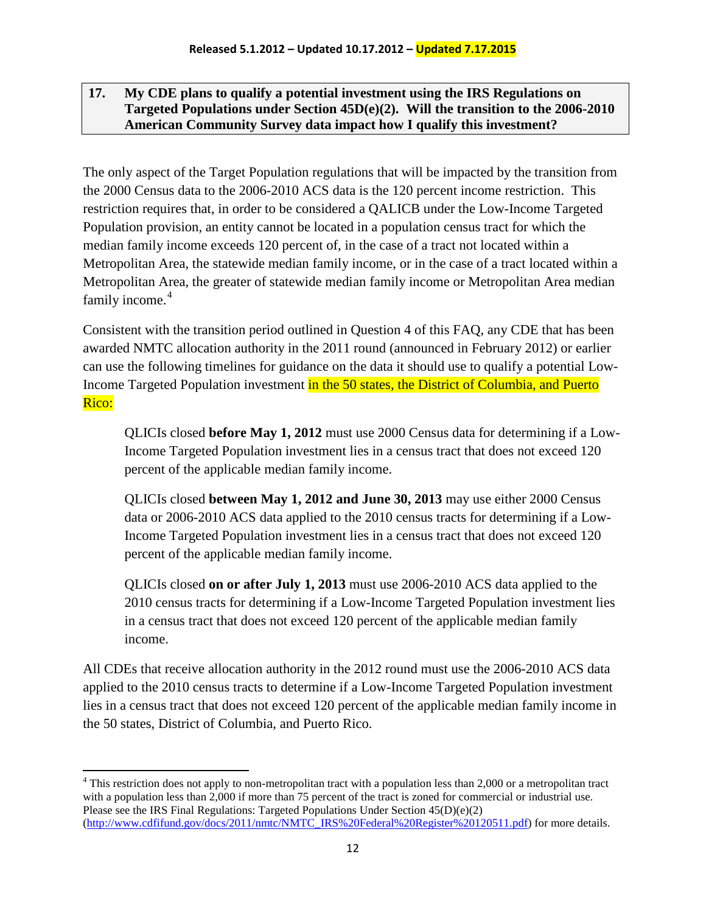**17. My CDE plans to qualify a potential investment using the IRS Regulations on Targeted Populations under Section 45D(e)(2). Will the transition to the 2006-2010 American Community Survey data impact how I qualify this investment?**

The only aspect of the Target Population regulations that will be impacted by the transition from the 2000 Census data to the 2006-2010 ACS data is the 120 percent income restriction. This restriction requires that, in order to be considered a QALICB under the Low-Income Targeted Population provision, an entity cannot be located in a population census tract for which the median family income exceeds 120 percent of, in the case of a tract not located within a Metropolitan Area, the statewide median family income, or in the case of a tract located within a Metropolitan Area, the greater of statewide median family income or Metropolitan Area median family income.[4]

Consistent with the transition period outlined in Question 4 of this FAQ, any CDE that has been awarded NMTC allocation authority in the 2011 round (announced in February 2012) or earlier can use the following timelines for guidance on the data it should use to qualify a potential Low-Income Targeted Population investment in the 50 states, the District of Columbia, and Puerto Rico:

> QLICIs closed **before May 1, 2012** must use 2000 Census data for determining if a Low-Income Targeted Population investment lies in a census tract that does not exceed 120 percent of the applicable median family income.
>
> QLICIs closed **between May 1, 2012 and June 30, 2013** may use either 2000 Census data or 2006-2010 ACS data applied to the 2010 census tracts for determining if a Low-Income Targeted Population investment lies in a census tract that does not exceed 120 percent of the applicable median family income.
>
> QLICIs closed **on or after July 1, 2013** must use 2006-2010 ACS data applied to the 2010 census tracts for determining if a Low-Income Targeted Population investment lies in a census tract that does not exceed 120 percent of the applicable median family income.

All CDEs that receive allocation authority in the 2012 round must use the 2006-2010 ACS data applied to the 2010 census tracts to determine if a Low-Income Targeted Population investment lies in a census tract that does not exceed 120 percent of the applicable median family income in the 50 states, District of Columbia, and Puerto Rico.

---

[4] This restriction does not apply to non-metropolitan tract with a population less than 2,000 or a metropolitan tract with a population less than 2,000 if more than 75 percent of the tract is zoned for commercial or industrial use. Please see the IRS Final Regulations: Targeted Populations Under Section 45(D)(e)(2) (http://www.cdfifund.gov/docs/2011/nmtc/NMTC_IRS%20Federal%20Register%20120511.pdf) for more details.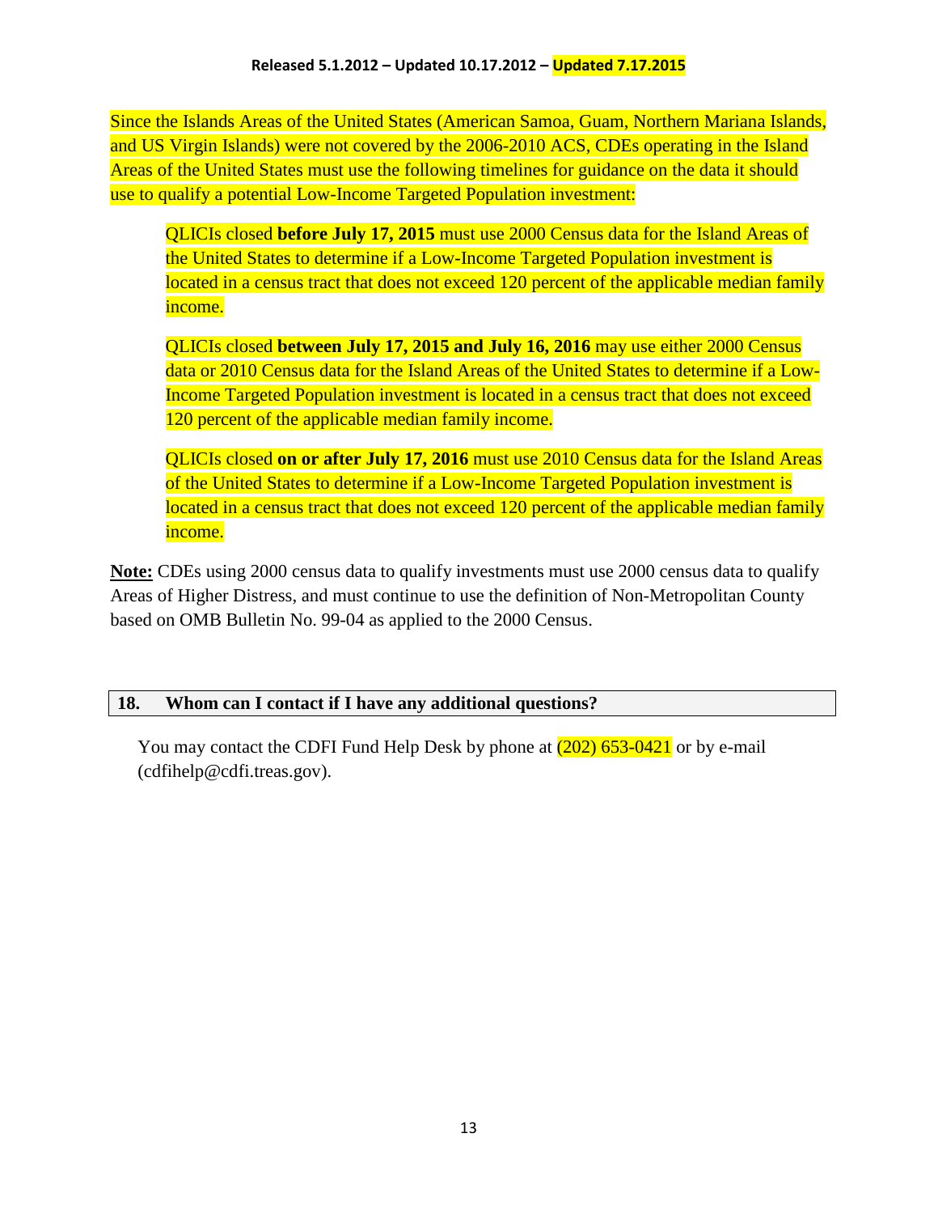Since the Islands Areas of the United States (American Samoa, Guam, Northern Mariana Islands, and US Virgin Islands) were not covered by the 2006-2010 ACS, CDEs operating in the Island Areas of the United States must use the following timelines for guidance on the data it should use to qualify a potential Low-Income Targeted Population investment:

> QLICIs closed **before July 17, 2015** must use 2000 Census data for the Island Areas of the United States to determine if a Low-Income Targeted Population investment is located in a census tract that does not exceed 120 percent of the applicable median family income.
>
> QLICIs closed **between July 17, 2015 and July 16, 2016** may use either 2000 Census data or 2010 Census data for the Island Areas of the United States to determine if a Low-Income Targeted Population investment is located in a census tract that does not exceed 120 percent of the applicable median family income.
>
> QLICIs closed **on or after July 17, 2016** must use 2010 Census data for the Island Areas of the United States to determine if a Low-Income Targeted Population investment is located in a census tract that does not exceed 120 percent of the applicable median family income.

**Note:** CDEs using 2000 census data to qualify investments must use 2000 census data to qualify Areas of Higher Distress, and must continue to use the definition of Non-Metropolitan County based on OMB Bulletin No. 99-04 as applied to the 2000 Census.

## 18. Whom can I contact if I have any additional questions?

You may contact the CDFI Fund Help Desk by phone at (202) 653-0421 or by e-mail (cdfihelp@cdfi.treas.gov).